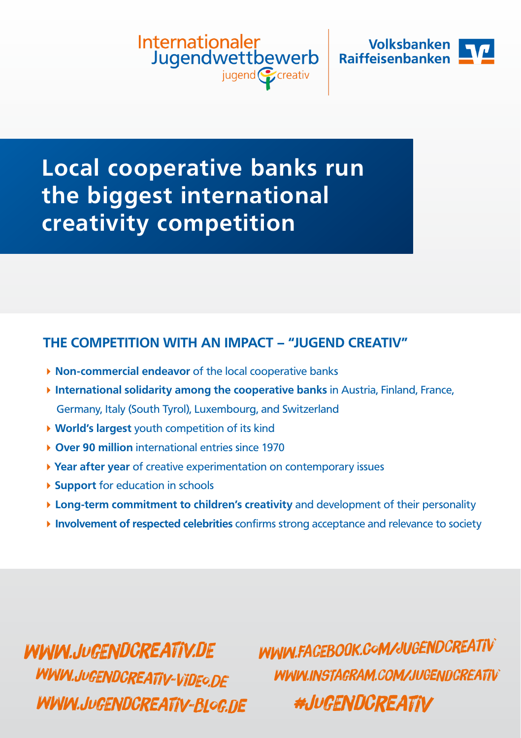Internationaler Jugendwettbewerb jugend creativ

Volksbanken Raiffeisenbanken

# Local cooperative banks run the biggest international creativity competition

## THE COMPETITION WITH AN IMPACT – "JUGEND CREATIV"

- **Non-commercial endeavor** of the local cooperative banks
- **International solidarity among the cooperative banks** in Austria, Finland, France, Germany, Italy (South Tyrol), Luxembourg, and Switzerland
- **World's largest** youth competition of its kind
- **Over 90 million** international entries since 1970
- **Year after year** of creative experimentation on contemporary issues
- **Support** for education in schools
- **Long-term commitment to children's creativity** and development of their personality
- **Involvement of respected celebrities** confirms strong acceptance and relevance to society

WWW.JUGENDCREATIV.DE
WWW.JUGENDCREATIV-VIDEO.DE
WWW.JUGENDCREATIV-BLOG.DE
WWW.FACEBOOK.COM/JUGENDCREATIV
WWW.INSTAGRAM.COM/JUGENDCREATIV
#JUGENDCREATIV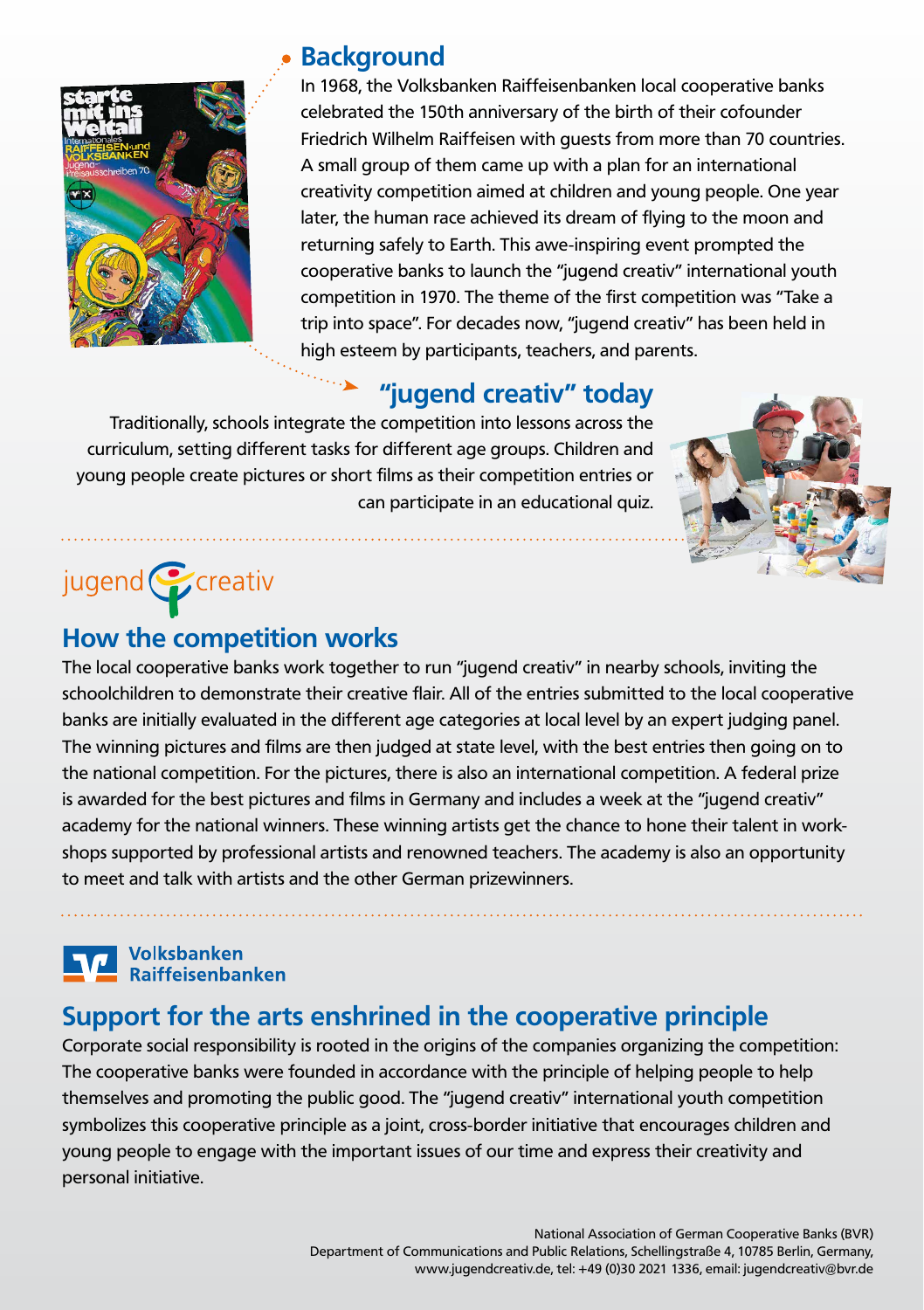## Background

In 1968, the Volksbanken Raiffeisenbanken local cooperative banks celebrated the 150th anniversary of the birth of their cofounder Friedrich Wilhelm Raiffeisen with guests from more than 70 countries. A small group of them came up with a plan for an international creativity competition aimed at children and young people. One year later, the human race achieved its dream of flying to the moon and returning safely to Earth. This awe-inspiring event prompted the cooperative banks to launch the "jugend creativ" international youth competition in 1970. The theme of the first competition was "Take a trip into space". For decades now, "jugend creativ" has been held in high esteem by participants, teachers, and parents.

## "jugend creativ" today

Traditionally, schools integrate the competition into lessons across the curriculum, setting different tasks for different age groups. Children and young people create pictures or short films as their competition entries or can participate in an educational quiz.

jugend creativ

## How the competition works

The local cooperative banks work together to run "jugend creativ" in nearby schools, inviting the schoolchildren to demonstrate their creative flair. All of the entries submitted to the local cooperative banks are initially evaluated in the different age categories at local level by an expert judging panel. The winning pictures and films are then judged at state level, with the best entries then going on to the national competition. For the pictures, there is also an international competition. A federal prize is awarded for the best pictures and films in Germany and includes a week at the "jugend creativ" academy for the national winners. These winning artists get the chance to hone their talent in workshops supported by professional artists and renowned teachers. The academy is also an opportunity to meet and talk with artists and the other German prizewinners.

Volksbanken Raiffeisenbanken

## Support for the arts enshrined in the cooperative principle

Corporate social responsibility is rooted in the origins of the companies organizing the competition: The cooperative banks were founded in accordance with the principle of helping people to help themselves and promoting the public good. The "jugend creativ" international youth competition symbolizes this cooperative principle as a joint, cross-border initiative that encourages children and young people to engage with the important issues of our time and express their creativity and personal initiative.

National Association of German Cooperative Banks (BVR)
Department of Communications and Public Relations, Schellingstraße 4, 10785 Berlin, Germany,
www.jugendcreativ.de, tel: +49 (0)30 2021 1336, email: jugendcreativ@bvr.de